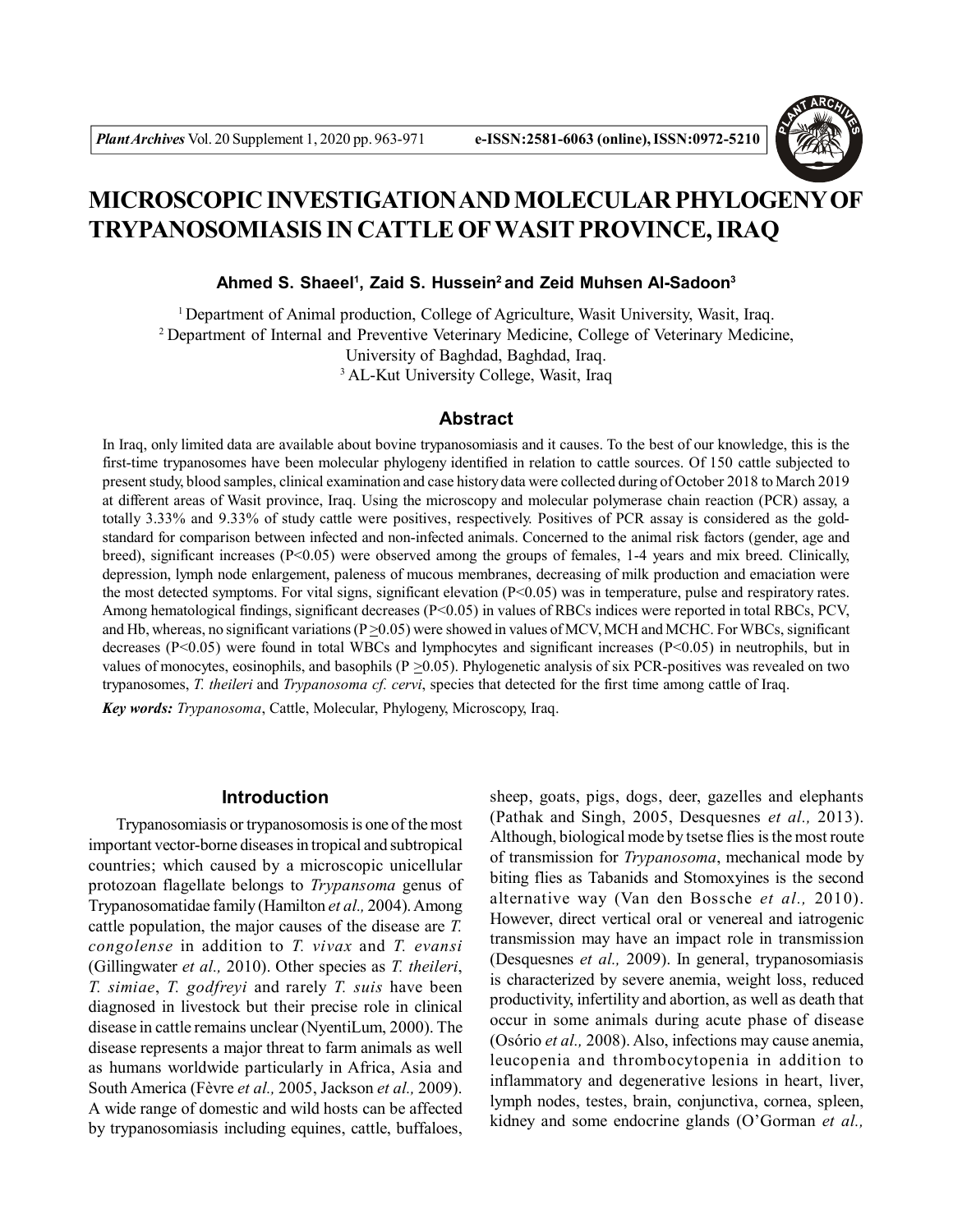# MICROSCOPIC INVESTIGATION AND MOLECULAR PHYLOGENY OF TRYPANOSOMIASIS IN CATTLE OF WASIT PROVINCE, IRAQ

**Ahmed S. Shaeel[1], Zaid S. Hussein[2] and Zeid Muhsen Al-Sadoon[3]**

[1] Department of Animal production, College of Agriculture, Wasit University, Wasit, Iraq.
[2] Department of Internal and Preventive Veterinary Medicine, College of Veterinary Medicine, University of Baghdad, Baghdad, Iraq.
[3] AL-Kut University College, Wasit, Iraq

## Abstract

In Iraq, only limited data are available about bovine trypanosomiasis and it causes. To the best of our knowledge, this is the first-time trypanosomes have been molecular phylogeny identified in relation to cattle sources. Of 150 cattle subjected to present study, blood samples, clinical examination and case history data were collected during of October 2018 to March 2019 at different areas of Wasit province, Iraq. Using the microscopy and molecular polymerase chain reaction (PCR) assay, a totally 3.33% and 9.33% of study cattle were positives, respectively. Positives of PCR assay is considered as the gold-standard for comparison between infected and non-infected animals. Concerned to the animal risk factors (gender, age and breed), significant increases ($P<0.05$) were observed among the groups of females, 1-4 years and mix breed. Clinically, depression, lymph node enlargement, paleness of mucous membranes, decreasing of milk production and emaciation were the most detected symptoms. For vital signs, significant elevation ($P<0.05$) was in temperature, pulse and respiratory rates. Among hematological findings, significant decreases ($P<0.05$) in values of RBCs indices were reported in total RBCs, PCV, and Hb, whereas, no significant variations ($P \geq 0.05$) were showed in values of MCV, MCH and MCHC. For WBCs, significant decreases ($P<0.05$) were found in total WBCs and lymphocytes and significant increases ($P<0.05$) in neutrophils, but in values of monocytes, eosinophils, and basophils ($P \geq 0.05$). Phylogenetic analysis of six PCR-positives was revealed on two trypanosomes, *T. theileri* and *Trypanosoma cf. cervi*, species that detected for the first time among cattle of Iraq.

***Key words:*** *Trypanosoma*, Cattle, Molecular, Phylogeny, Microscopy, Iraq.

## Introduction

Trypanosomiasis or trypanosomosis is one of the most important vector-borne diseases in tropical and subtropical countries; which caused by a microscopic unicellular protozoan flagellate belongs to *Trypansoma* genus of Trypanosomatidae family (Hamilton *et al.,* 2004). Among cattle population, the major causes of the disease are *T. congolense* in addition to *T. vivax* and *T. evansi* (Gillingwater *et al.,* 2010). Other species as *T. theileri*, *T. simiae*, *T. godfreyi* and rarely *T. suis* have been diagnosed in livestock but their precise role in clinical disease in cattle remains unclear (NyentiLum, 2000). The disease represents a major threat to farm animals as well as humans worldwide particularly in Africa, Asia and South America (Fèvre *et al.,* 2005, Jackson *et al.,* 2009). A wide range of domestic and wild hosts can be affected by trypanosomiasis including equines, cattle, buffaloes, sheep, goats, pigs, dogs, deer, gazelles and elephants (Pathak and Singh, 2005, Desquesnes *et al.,* 2013). Although, biological mode by tsetse flies is the most route of transmission for *Trypanosoma*, mechanical mode by biting flies as Tabanids and Stomoxyines is the second alternative way (Van den Bossche *et al.,* 2010). However, direct vertical oral or venereal and iatrogenic transmission may have an impact role in transmission (Desquesnes *et al.,* 2009). In general, trypanosomiasis is characterized by severe anemia, weight loss, reduced productivity, infertility and abortion, as well as death that occur in some animals during acute phase of disease (Osório *et al.,* 2008). Also, infections may cause anemia, leucopenia and thrombocytopenia in addition to inflammatory and degenerative lesions in heart, liver, lymph nodes, testes, brain, conjunctiva, cornea, spleen, kidney and some endocrine glands (O'Gorman *et al.,*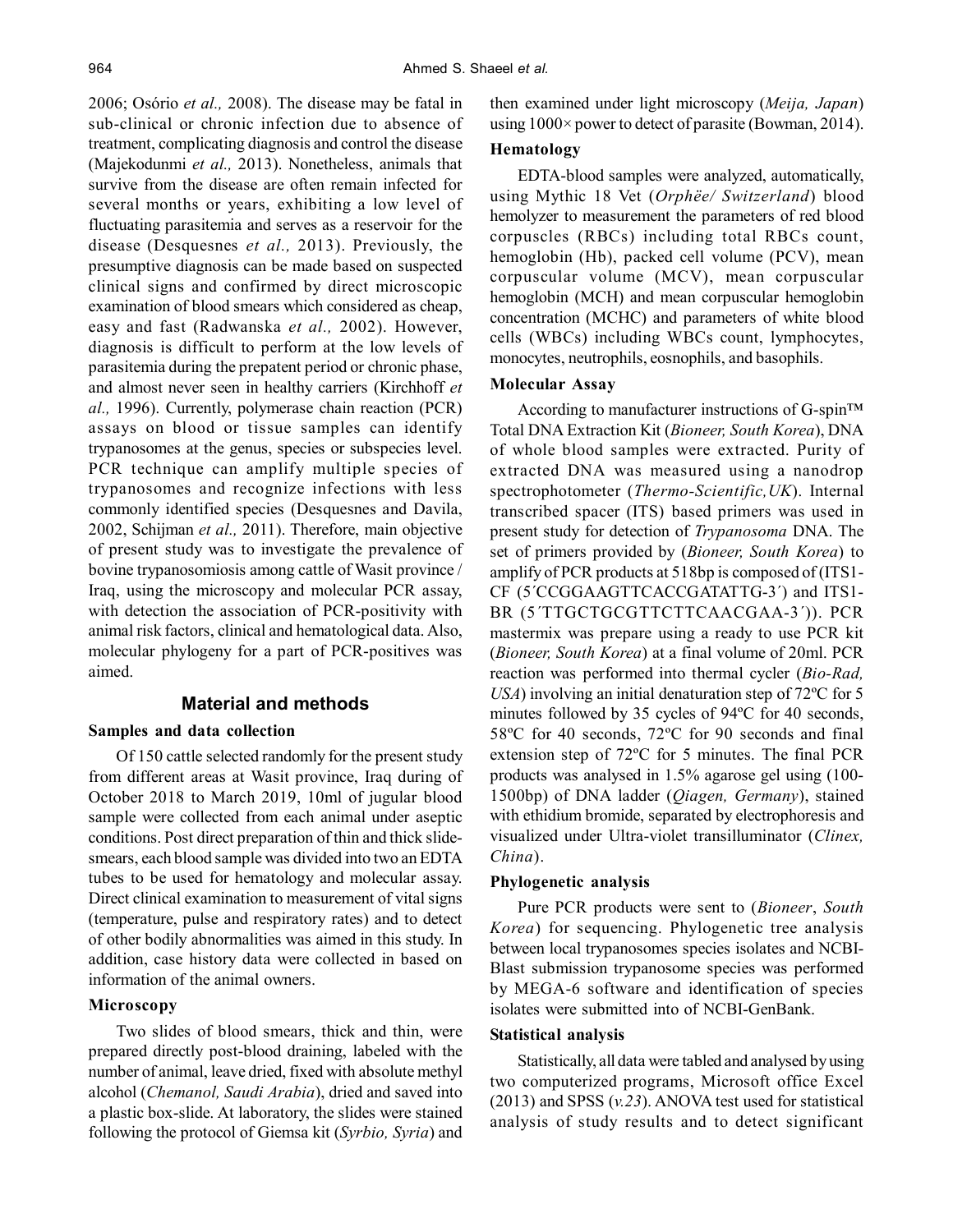2006; Osório *et al.,* 2008). The disease may be fatal in sub-clinical or chronic infection due to absence of treatment, complicating diagnosis and control the disease (Majekodunmi *et al.,* 2013). Nonetheless, animals that survive from the disease are often remain infected for several months or years, exhibiting a low level of fluctuating parasitemia and serves as a reservoir for the disease (Desquesnes *et al.,* 2013). Previously, the presumptive diagnosis can be made based on suspected clinical signs and confirmed by direct microscopic examination of blood smears which considered as cheap, easy and fast (Radwanska *et al.,* 2002). However, diagnosis is difficult to perform at the low levels of parasitemia during the prepatent period or chronic phase, and almost never seen in healthy carriers (Kirchhoff *et al.,* 1996). Currently, polymerase chain reaction (PCR) assays on blood or tissue samples can identify trypanosomes at the genus, species or subspecies level. PCR technique can amplify multiple species of trypanosomes and recognize infections with less commonly identified species (Desquesnes and Davila, 2002, Schijman *et al.,* 2011). Therefore, main objective of present study was to investigate the prevalence of bovine trypanosomiosis among cattle of Wasit province / Iraq, using the microscopy and molecular PCR assay, with detection the association of PCR-positivity with animal risk factors, clinical and hematological data. Also, molecular phylogeny for a part of PCR-positives was aimed.

## Material and methods

### Samples and data collection

Of 150 cattle selected randomly for the present study from different areas at Wasit province, Iraq during of October 2018 to March 2019, 10ml of jugular blood sample were collected from each animal under aseptic conditions. Post direct preparation of thin and thick slide-smears, each blood sample was divided into two an EDTA tubes to be used for hematology and molecular assay. Direct clinical examination to measurement of vital signs (temperature, pulse and respiratory rates) and to detect of other bodily abnormalities was aimed in this study. In addition, case history data were collected in based on information of the animal owners.

### Microscopy

Two slides of blood smears, thick and thin, were prepared directly post-blood draining, labeled with the number of animal, leave dried, fixed with absolute methyl alcohol (*Chemanol, Saudi Arabia*), dried and saved into a plastic box-slide. At laboratory, the slides were stained following the protocol of Giemsa kit (*Syrbio, Syria*) and then examined under light microscopy (*Meija, Japan*) using 1000× power to detect of parasite (Bowman, 2014).

### Hematology

EDTA-blood samples were analyzed, automatically, using Mythic 18 Vet (*Orphëe/ Switzerland*) blood hemolyzer to measurement the parameters of red blood corpuscles (RBCs) including total RBCs count, hemoglobin (Hb), packed cell volume (PCV), mean corpuscular volume (MCV), mean corpuscular hemoglobin (MCH) and mean corpuscular hemoglobin concentration (MCHC) and parameters of white blood cells (WBCs) including WBCs count, lymphocytes, monocytes, neutrophils, eosnophils, and basophils.

### Molecular Assay

According to manufacturer instructions of G-spin™ Total DNA Extraction Kit (*Bioneer, South Korea*), DNA of whole blood samples were extracted. Purity of extracted DNA was measured using a nanodrop spectrophotometer (*Thermo-Scientific,UK*). Internal transcribed spacer (ITS) based primers was used in present study for detection of *Trypanosoma* DNA. The set of primers provided by (*Bioneer, South Korea*) to amplify of PCR products at 518bp is composed of (ITS1-CF (5´CCGGAAGTTCACCGATATTG-3´) and ITS1-BR (5´TTGCTGCGTTCTTCAACGAA-3´)). PCR mastermix was prepare using a ready to use PCR kit (*Bioneer, South Korea*) at a final volume of 20ml. PCR reaction was performed into thermal cycler (*Bio-Rad, USA*) involving an initial denaturation step of 72ºC for 5 minutes followed by 35 cycles of 94ºC for 40 seconds, 58ºC for 40 seconds, 72ºC for 90 seconds and final extension step of 72ºC for 5 minutes. The final PCR products was analysed in 1.5% agarose gel using (100-1500bp) of DNA ladder (*Qiagen, Germany*), stained with ethidium bromide, separated by electrophoresis and visualized under Ultra-violet transilluminator (*Clinex, China*).

### Phylogenetic analysis

Pure PCR products were sent to (*Bioneer*, *South Korea*) for sequencing. Phylogenetic tree analysis between local trypanosomes species isolates and NCBI-Blast submission trypanosome species was performed by MEGA-6 software and identification of species isolates were submitted into of NCBI-GenBank.

### Statistical analysis

Statistically, all data were tabled and analysed by using two computerized programs, Microsoft office Excel (2013) and SPSS (*v.23*). ANOVA test used for statistical analysis of study results and to detect significant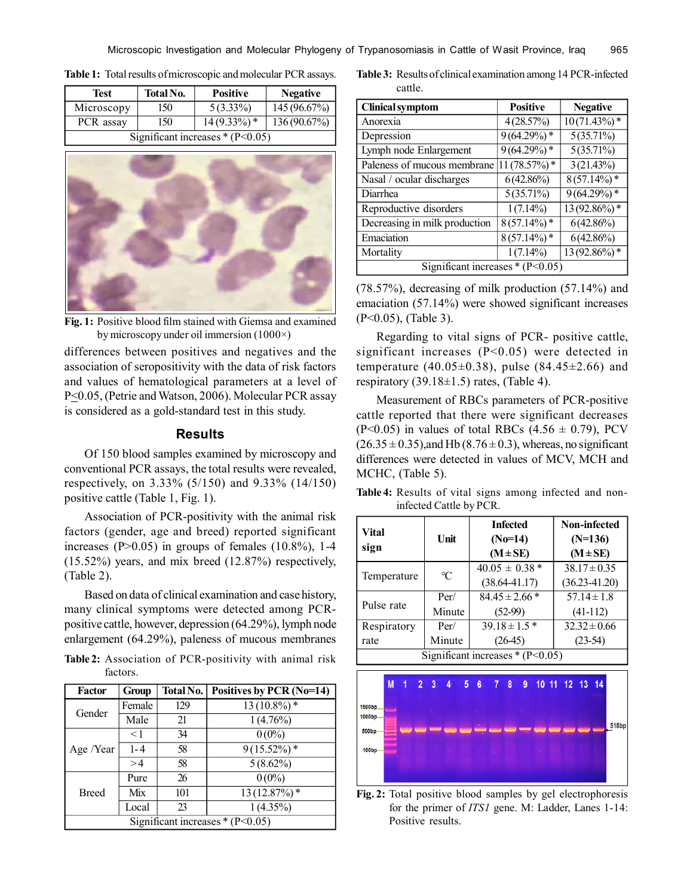**Table 1:** Total results of microscopic and molecular PCR assays.

| Test | Total No. | Positive | Negative |
|---|---|---|---|
| Microscopy | 150 | 5 (3.33%) | 145 (96.67%) |
| PCR assay | 150 | 14 (9.33%) * | 136 (90.67%) |
| Significant increases * (P<0.05) | | | |

**Fig. 1:** Positive blood film stained with Giemsa and examined by microscopy under oil immersion (1000×)

differences between positives and negatives and the association of seropositivity with the data of risk factors and values of hematological parameters at a level of P≤0.05, (Petrie and Watson, 2006). Molecular PCR assay is considered as a gold-standard test in this study.

## Results

Of 150 blood samples examined by microscopy and conventional PCR assays, the total results were revealed, respectively, on 3.33% (5/150) and 9.33% (14/150) positive cattle (Table 1, Fig. 1).

Association of PCR-positivity with the animal risk factors (gender, age and breed) reported significant increases (P>0.05) in groups of females (10.8%), 1-4 (15.52%) years, and mix breed (12.87%) respectively, (Table 2).

Based on data of clinical examination and case history, many clinical symptoms were detected among PCR-positive cattle, however, depression (64.29%), lymph node enlargement (64.29%), paleness of mucous membranes (78.57%), decreasing of milk production (57.14%) and emaciation (57.14%) were showed significant increases (P<0.05), (Table 3).

**Table 2:** Association of PCR-positivity with animal risk factors.

| Factor | Group | Total No. | Positives by PCR (No=14) |
|---|---|---|---|
| Gender | Female | 129 | 13 (10.8%) * |
| | Male | 21 | 1 (4.76%) |
| Age /Year | < 1 | 34 | 0 (0%) |
| | 1 - 4 | 58 | 9 (15.52%) * |
| | > 4 | 58 | 5 (8.62%) |
| Breed | Pure | 26 | 0 (0%) |
| | Mix | 101 | 13 (12.87%) * |
| | Local | 23 | 1 (4.35%) |
| Significant increases * (P<0.05) | | | |

**Table 3:** Results of clinical examination among 14 PCR-infected cattle.

| Clinical symptom | Positive | Negative |
|---|---|---|
| Anorexia | 4 (28.57%) | 10 (71.43%) * |
| Depression | 9 (64.29%) * | 5 (35.71%) |
| Lymph node Enlargement | 9 (64.29%) * | 5 (35.71%) |
| Paleness of mucous membrane | 11 (78.57%) * | 3 (21.43%) |
| Nasal / ocular discharges | 6 (42.86%) | 8 (57.14%) * |
| Diarrhea | 5 (35.71%) | 9 (64.29%) * |
| Reproductive disorders | 1 (7.14%) | 13 (92.86%) * |
| Decreasing in milk production | 8 (57.14%) * | 6 (42.86%) |
| Emaciation | 8 (57.14%) * | 6 (42.86%) |
| Mortality | 1 (7.14%) | 13 (92.86%) * |
| Significant increases * (P<0.05) | | |

Regarding to vital signs of PCR- positive cattle, significant increases (P<0.05) were detected in temperature (40.05±0.38), pulse (84.45±2.66) and respiratory (39.18±1.5) rates, (Table 4).

Measurement of RBCs parameters of PCR-positive cattle reported that there were significant decreases (P<0.05) in values of total RBCs (4.56 ± 0.79), PCV (26.35 ± 0.35),and Hb (8.76 ± 0.3), whereas, no significant differences were detected in values of MCV, MCH and MCHC, (Table 5).

**Table 4:** Results of vital signs among infected and non-infected Cattle by PCR.

| Vital sign | Unit | Infected (No=14) (M ± SE) | Non-infected (N=136) (M ± SE) |
|---|---|---|---|
| Temperature | ℃ | 40.05 ± 0.38 * (38.64-41.17) | 38.17 ± 0.35 (36.23-41.20) |
| Pulse rate | Per/ Minute | 84.45 ± 2.66 * (52-99) | 57.14 ± 1.8 (41-112) |
| Respiratory rate | Per/ Minute | 39.18 ± 1.5 * (26-45) | 32.32 ± 0.66 (23-54) |
| Significant increases * (P<0.05) | | | |

**Fig. 2:** Total positive blood samples by gel electrophoresis for the primer of *ITS1* gene. M: Ladder, Lanes 1-14: Positive results.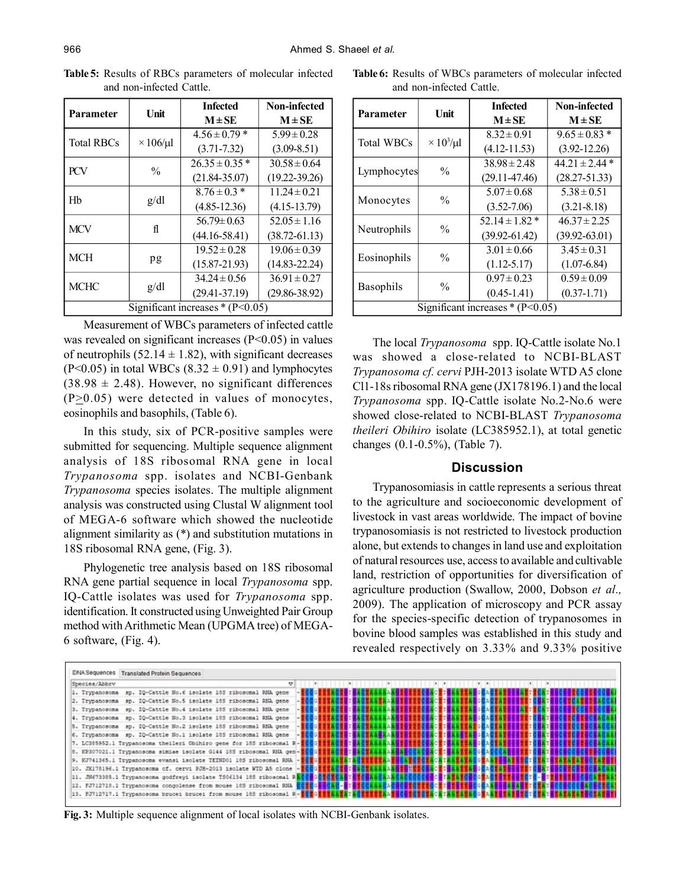**Table 5:** Results of RBCs parameters of molecular infected and non-infected Cattle.

| Parameter | Unit | Infected M±SE | Non-infected M±SE |
|---|---|---|---|
| Total RBCs | ×106/µl | 4.56±0.79 * (3.71-7.32) | 5.99±0.28 (3.09-8.51) |
| PCV | % | 26.35±0.35 * (21.84-35.07) | 30.58±0.64 (19.22-39.26) |
| Hb | g/dl | 8.76±0.3 * (4.85-12.36) | 11.24±0.21 (4.15-13.79) |
| MCV | fl | 56.79±0.63 (44.16-58.41) | 52.05±1.16 (38.72-61.13) |
| MCH | pg | 19.52±0.28 (15.87-21.93) | 19.06±0.39 (14.83-22.24) |
| MCHC | g/dl | 34.24±0.56 (29.41-37.19) | 36.91±0.27 (29.86-38.92) |
| Significant increases * (P<0.05) | | | |

Measurement of WBCs parameters of infected cattle was revealed on significant increases (P<0.05) in values of neutrophils (52.14 ± 1.82), with significant decreases (P<0.05) in total WBCs (8.32 ± 0.91) and lymphocytes (38.98 ± 2.48). However, no significant differences (P≥0.05) were detected in values of monocytes, eosinophils and basophils, (Table 6).

In this study, six of PCR-positive samples were submitted for sequencing. Multiple sequence alignment analysis of 18S ribosomal RNA gene in local *Trypanosoma* spp. isolates and NCBI-Genbank *Trypanosoma* species isolates. The multiple alignment analysis was constructed using Clustal W alignment tool of MEGA-6 software which showed the nucleotide alignment similarity as (*) and substitution mutations in 18S ribosomal RNA gene, (Fig. 3).

Phylogenetic tree analysis based on 18S ribosomal RNA gene partial sequence in local *Trypanosoma* spp. IQ-Cattle isolates was used for *Trypanosoma* spp. identification. It constructed using Unweighted Pair Group method with Arithmetic Mean (UPGMA tree) of MEGA-6 software, (Fig. 4).

**Table 6:** Results of WBCs parameters of molecular infected and non-infected Cattle.

| Parameter | Unit | Infected M±SE | Non-infected M±SE |
|---|---|---|---|
| Total WBCs | ×10³/µl | 8.32±0.91 (4.12-11.53) | 9.65±0.83 * (3.92-12.26) |
| Lymphocytes | % | 38.98±2.48 (29.11-47.46) | 44.21±2.44 * (28.27-51.33) |
| Monocytes | % | 5.07±0.68 (3.52-7.06) | 5.38±0.51 (3.21-8.18) |
| Neutrophils | % | 52.14±1.82 * (39.92-61.42) | 46.37±2.25 (39.92-63.01) |
| Eosinophils | % | 3.01±0.66 (1.12-5.17) | 3.45±0.31 (1.07-6.84) |
| Basophils | % | 0.97±0.23 (0.45-1.41) | 0.59±0.09 (0.37-1.71) |
| Significant increases * (P<0.05) | | | |

The local *Trypanosoma* spp. IQ-Cattle isolate No.1 was showed a close-related to NCBI-BLAST *Trypanosoma cf. cervi* PJH-2013 isolate WTD A5 clone Cl1-18s ribosomal RNA gene (JX178196.1) and the local *Trypanosoma* spp. IQ-Cattle isolate No.2-No.6 were showed close-related to NCBI-BLAST *Trypanosoma theileri Obihiro* isolate (LC385952.1), at total genetic changes (0.1-0.5%), (Table 7).

## Discussion

Trypanosomiasis in cattle represents a serious threat to the agriculture and socioeconomic development of livestock in vast areas worldwide. The impact of bovine trypanosomiasis is not restricted to livestock production alone, but extends to changes in land use and exploitation of natural resources use, access to available and cultivable land, restriction of opportunities for diversification of agriculture production (Swallow, 2000, Dobson *et al.,* 2009). The application of microscopy and PCR assay for the species-specific detection of trypanosomes in bovine blood samples was established in this study and revealed respectively on 3.33% and 9.33% positive

**Fig. 3:** Multiple sequence alignment of local isolates with NCBI-Genbank isolates.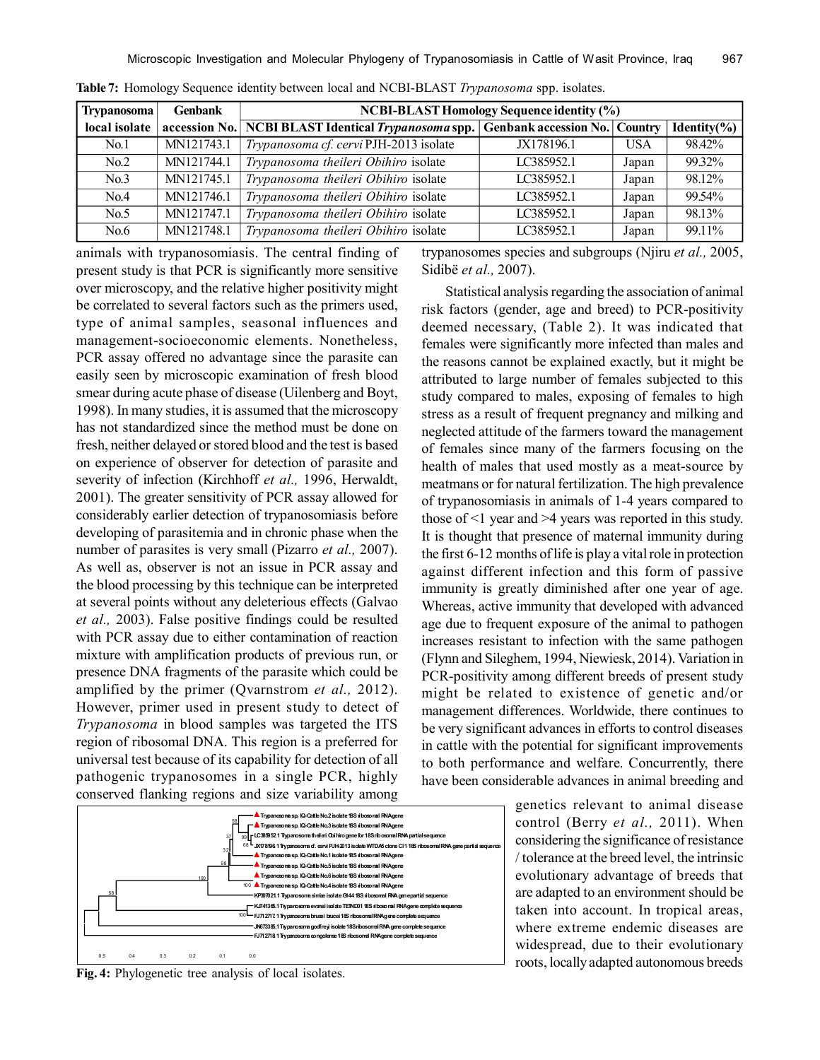**Table 7:** Homology Sequence identity between local and NCBI-BLAST *Trypanosoma* spp. isolates.

| Trypanosoma local isolate | Genbank accession No. | NCBI-BLAST Homology Sequence identity (%) | | | |
|---|---|---|---|---|---|
| | | NCBI BLAST Identical *Trypanosoma* spp. | Genbank accession No. | Country | Identity(%) |
| No.1 | MN121743.1 | *Trypanosoma cf. cervi* PJH-2013 isolate | JX178196.1 | USA | 98.42% |
| No.2 | MN121744.1 | *Trypanosoma theileri Obihiro* isolate | LC385952.1 | Japan | 99.32% |
| No.3 | MN121745.1 | *Trypanosoma theileri Obihiro* isolate | LC385952.1 | Japan | 98.12% |
| No.4 | MN121746.1 | *Trypanosoma theileri Obihiro* isolate | LC385952.1 | Japan | 99.54% |
| No.5 | MN121747.1 | *Trypanosoma theileri Obihiro* isolate | LC385952.1 | Japan | 98.13% |
| No.6 | MN121748.1 | *Trypanosoma theileri Obihiro* isolate | LC385952.1 | Japan | 99.11% |

animals with trypanosomiasis. The central finding of present study is that PCR is significantly more sensitive over microscopy, and the relative higher positivity might be correlated to several factors such as the primers used, type of animal samples, seasonal influences and management-socioeconomic elements. Nonetheless, PCR assay offered no advantage since the parasite can easily seen by microscopic examination of fresh blood smear during acute phase of disease (Uilenberg and Boyt, 1998). In many studies, it is assumed that the microscopy has not standardized since the method must be done on fresh, neither delayed or stored blood and the test is based on experience of observer for detection of parasite and severity of infection (Kirchhoff *et al.,* 1996, Herwaldt, 2001). The greater sensitivity of PCR assay allowed for considerably earlier detection of trypanosomiasis before developing of parasitemia and in chronic phase when the number of parasites is very small (Pizarro *et al.,* 2007). As well as, observer is not an issue in PCR assay and the blood processing by this technique can be interpreted at several points without any deleterious effects (Galvao *et al.,* 2003). False positive findings could be resulted with PCR assay due to either contamination of reaction mixture with amplification products of previous run, or presence DNA fragments of the parasite which could be amplified by the primer (Qvarnstrom *et al.,* 2012). However, primer used in present study to detect of *Trypanosoma* in blood samples was targeted the ITS region of ribosomal DNA. This region is a preferred for universal test because of its capability for detection of all pathogenic trypanosomes in a single PCR, highly conserved flanking regions and size variability among trypanosomes species and subgroups (Njiru *et al.,* 2005, Sidibë *et al.,* 2007).

Statistical analysis regarding the association of animal risk factors (gender, age and breed) to PCR-positivity deemed necessary, (Table 2). It was indicated that females were significantly more infected than males and the reasons cannot be explained exactly, but it might be attributed to large number of females subjected to this study compared to males, exposing of females to high stress as a result of frequent pregnancy and milking and neglected attitude of the farmers toward the management of females since many of the farmers focusing on the health of males that used mostly as a meat-source by meatmans or for natural fertilization. The high prevalence of trypanosomiasis in animals of 1-4 years compared to those of <1 year and >4 years was reported in this study. It is thought that presence of maternal immunity during the first 6-12 months of life is play a vital role in protection against different infection and this form of passive immunity is greatly diminished after one year of age. Whereas, active immunity that developed with advanced age due to frequent exposure of the animal to pathogen increases resistant to infection with the same pathogen (Flynn and Sileghem, 1994, Niewiesk, 2014). Variation in PCR-positivity among different breeds of present study might be related to existence of genetic and/or management differences. Worldwide, there continues to be very significant advances in efforts to control diseases in cattle with the potential for significant improvements to both performance and welfare. Concurrently, there have been considerable advances in animal breeding and genetics relevant to animal disease control (Berry *et al.,* 2011). When considering the significance of resistance / tolerance at the breed level, the intrinsic evolutionary advantage of breeds that are adapted to an environment should be taken into account. In tropical areas, where extreme endemic diseases are widespread, due to their evolutionary roots, locally adapted autonomous breeds

**Fig. 4:** Phylogenetic tree analysis of local isolates.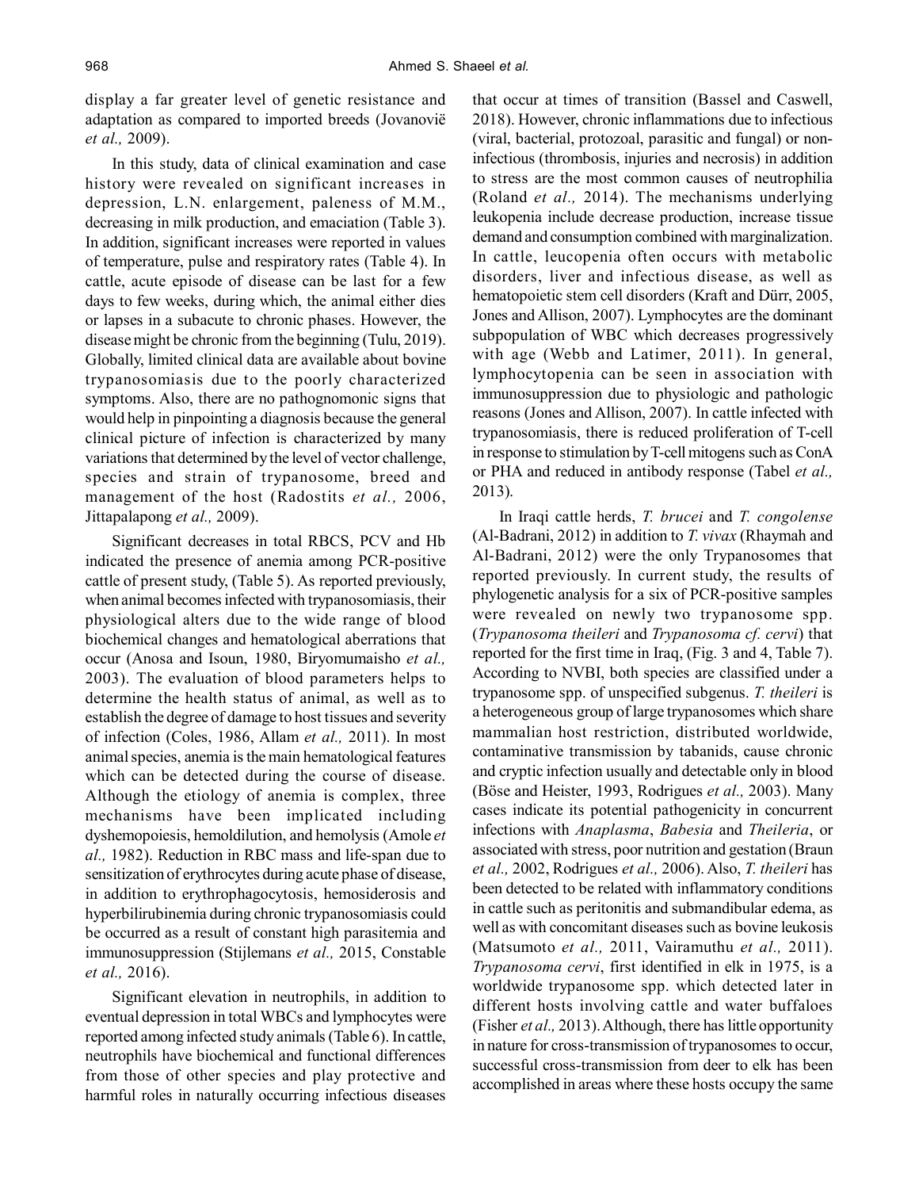display a far greater level of genetic resistance and adaptation as compared to imported breeds (Jovanovië *et al.,* 2009).

In this study, data of clinical examination and case history were revealed on significant increases in depression, L.N. enlargement, paleness of M.M., decreasing in milk production, and emaciation (Table 3). In addition, significant increases were reported in values of temperature, pulse and respiratory rates (Table 4). In cattle, acute episode of disease can be last for a few days to few weeks, during which, the animal either dies or lapses in a subacute to chronic phases. However, the disease might be chronic from the beginning (Tulu, 2019). Globally, limited clinical data are available about bovine trypanosomiasis due to the poorly characterized symptoms. Also, there are no pathognomonic signs that would help in pinpointing a diagnosis because the general clinical picture of infection is characterized by many variations that determined by the level of vector challenge, species and strain of trypanosome, breed and management of the host (Radostits *et al.,* 2006, Jittapalapong *et al.,* 2009).

Significant decreases in total RBCS, PCV and Hb indicated the presence of anemia among PCR-positive cattle of present study, (Table 5). As reported previously, when animal becomes infected with trypanosomiasis, their physiological alters due to the wide range of blood biochemical changes and hematological aberrations that occur (Anosa and Isoun, 1980, Biryomumaisho *et al.,* 2003). The evaluation of blood parameters helps to determine the health status of animal, as well as to establish the degree of damage to host tissues and severity of infection (Coles, 1986, Allam *et al.,* 2011). In most animal species, anemia is the main hematological features which can be detected during the course of disease. Although the etiology of anemia is complex, three mechanisms have been implicated including dyshemopoiesis, hemoldilution, and hemolysis (Amole *et al.,* 1982). Reduction in RBC mass and life-span due to sensitization of erythrocytes during acute phase of disease, in addition to erythrophagocytosis, hemosiderosis and hyperbilirubinemia during chronic trypanosomiasis could be occurred as a result of constant high parasitemia and immunosuppression (Stijlemans *et al.,* 2015, Constable *et al.,* 2016).

Significant elevation in neutrophils, in addition to eventual depression in total WBCs and lymphocytes were reported among infected study animals (Table 6). In cattle, neutrophils have biochemical and functional differences from those of other species and play protective and harmful roles in naturally occurring infectious diseases that occur at times of transition (Bassel and Caswell, 2018). However, chronic inflammations due to infectious (viral, bacterial, protozoal, parasitic and fungal) or non-infectious (thrombosis, injuries and necrosis) in addition to stress are the most common causes of neutrophilia (Roland *et al.,* 2014). The mechanisms underlying leukopenia include decrease production, increase tissue demand and consumption combined with marginalization. In cattle, leucopenia often occurs with metabolic disorders, liver and infectious disease, as well as hematopoietic stem cell disorders (Kraft and Dürr, 2005, Jones and Allison, 2007). Lymphocytes are the dominant subpopulation of WBC which decreases progressively with age (Webb and Latimer, 2011). In general, lymphocytopenia can be seen in association with immunosuppression due to physiologic and pathologic reasons (Jones and Allison, 2007). In cattle infected with trypanosomiasis, there is reduced proliferation of T-cell in response to stimulation by T-cell mitogens such as ConA or PHA and reduced in antibody response (Tabel *et al.,* 2013).

In Iraqi cattle herds, *T. brucei* and *T. congolense* (Al-Badrani, 2012) in addition to *T. vivax* (Rhaymah and Al-Badrani, 2012) were the only Trypanosomes that reported previously. In current study, the results of phylogenetic analysis for a six of PCR-positive samples were revealed on newly two trypanosome spp. (*Trypanosoma theileri* and *Trypanosoma cf. cervi*) that reported for the first time in Iraq, (Fig. 3 and 4, Table 7). According to NVBI, both species are classified under a trypanosome spp. of unspecified subgenus. *T. theileri* is a heterogeneous group of large trypanosomes which share mammalian host restriction, distributed worldwide, contaminative transmission by tabanids, cause chronic and cryptic infection usually and detectable only in blood (Böse and Heister, 1993, Rodrigues *et al.,* 2003). Many cases indicate its potential pathogenicity in concurrent infections with *Anaplasma*, *Babesia* and *Theileria*, or associated with stress, poor nutrition and gestation (Braun *et al.,* 2002, Rodrigues *et al.,* 2006). Also, *T. theileri* has been detected to be related with inflammatory conditions in cattle such as peritonitis and submandibular edema, as well as with concomitant diseases such as bovine leukosis (Matsumoto *et al.,* 2011, Vairamuthu *et al.,* 2011). *Trypanosoma cervi*, first identified in elk in 1975, is a worldwide trypanosome spp. which detected later in different hosts involving cattle and water buffaloes (Fisher *et al.,* 2013). Although, there has little opportunity in nature for cross-transmission of trypanosomes to occur, successful cross-transmission from deer to elk has been accomplished in areas where these hosts occupy the same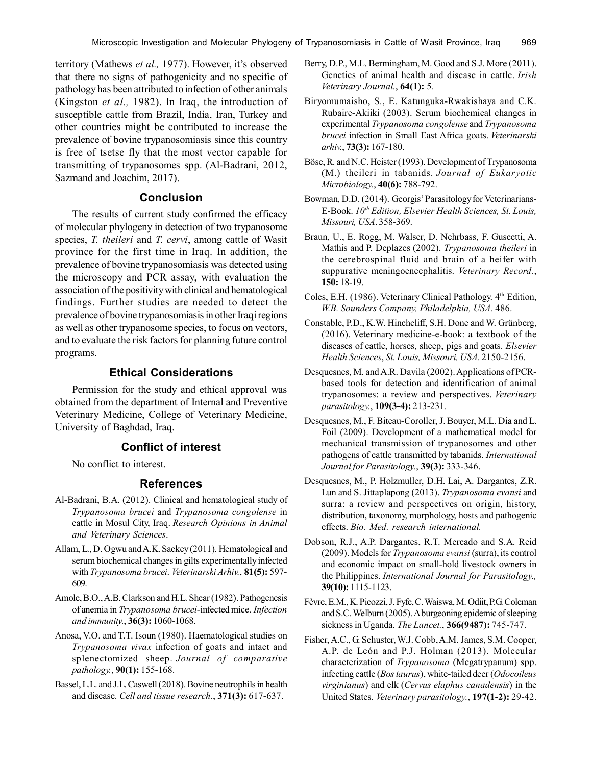territory (Mathews *et al.,* 1977). However, it's observed that there no signs of pathogenicity and no specific of pathology has been attributed to infection of other animals (Kingston *et al.,* 1982). In Iraq, the introduction of susceptible cattle from Brazil, India, Iran, Turkey and other countries might be contributed to increase the prevalence of bovine trypanosomiasis since this country is free of tsetse fly that the most vector capable for transmitting of trypanosomes spp. (Al-Badrani, 2012, Sazmand and Joachim, 2017).

## Conclusion

The results of current study confirmed the efficacy of molecular phylogeny in detection of two trypanosome species, *T. theileri* and *T. cervi*, among cattle of Wasit province for the first time in Iraq. In addition, the prevalence of bovine trypanosomiasis was detected using the microscopy and PCR assay, with evaluation the association of the positivity with clinical and hematological findings. Further studies are needed to detect the prevalence of bovine trypanosomiasis in other Iraqi regions as well as other trypanosome species, to focus on vectors, and to evaluate the risk factors for planning future control programs.

## Ethical Considerations

Permission for the study and ethical approval was obtained from the department of Internal and Preventive Veterinary Medicine, College of Veterinary Medicine, University of Baghdad, Iraq.

## Conflict of interest

No conflict to interest.

## References

Al-Badrani, B.A. (2012). Clinical and hematological study of *Trypanosoma brucei* and *Trypanosoma congolense* in cattle in Mosul City, Iraq. *Research Opinions in Animal and Veterinary Sciences*.

Allam, L., D. Ogwu and A.K. Sackey (2011). Hematological and serum biochemical changes in gilts experimentally infected with *Trypanosoma brucei*. *Veterinarski Arhiv.*, **81(5):** 597-609.

Amole, B.O., A.B. Clarkson and H.L. Shear (1982). Pathogenesis of anemia in *Trypanosoma brucei*-infected mice. *Infection and immunity.*, **36(3):** 1060-1068.

Anosa, V.O. and T.T. Isoun (1980). Haematological studies on *Trypanosoma vivax* infection of goats and intact and splenectomized sheep. *Journal of comparative pathology.*, **90(1):** 155-168.

Bassel, L.L. and J.L. Caswell (2018). Bovine neutrophils in health and disease. *Cell and tissue research.*, **371(3):** 617-637.

Berry, D.P., M.L. Bermingham, M. Good and S.J. More (2011). Genetics of animal health and disease in cattle. *Irish Veterinary Journal.*, **64(1):** 5.

Biryomumaisho, S., E. Katunguka-Rwakishaya and C.K. Rubaire-Akiiki (2003). Serum biochemical changes in experimental *Trypanosoma congolense* and *Trypanosoma brucei* infection in Small East Africa goats. *Veterinarski arhiv.*, **73(3):** 167-180.

Böse, R. and N.C. Heister (1993). Development of Trypanosoma (M.) theileri in tabanids. *Journal of Eukaryotic Microbiology.*, **40(6):** 788-792.

Bowman, D.D. (2014). Georgis' Parasitology for Veterinarians-E-Book. *10th Edition, Elsevier Health Sciences, St. Louis, Missouri, USA*. 358-369.

Braun, U., E. Rogg, M. Walser, D. Nehrbass, F. Guscetti, A. Mathis and P. Deplazes (2002). *Trypanosoma theileri* in the cerebrospinal fluid and brain of a heifer with suppurative meningoencephalitis. *Veterinary Record.*, **150:** 18-19.

Coles, E.H. (1986). Veterinary Clinical Pathology. 4th Edition, *W.B. Sounders Company, Philadelphia, USA*. 486.

Constable, P.D., K.W. Hinchcliff, S.H. Done and W. Grünberg, (2016). Veterinary medicine-e-book: a textbook of the diseases of cattle, horses, sheep, pigs and goats. *Elsevier Health Sciences*, *St. Louis, Missouri, USA*. 2150-2156.

Desquesnes, M. and A.R. Davila (2002). Applications of PCR-based tools for detection and identification of animal trypanosomes: a review and perspectives. *Veterinary parasitology.*, **109(3-4):** 213-231.

Desquesnes, M., F. Biteau-Coroller, J. Bouyer, M.L. Dia and L. Foil (2009). Development of a mathematical model for mechanical transmission of trypanosomes and other pathogens of cattle transmitted by tabanids. *International Journal for Parasitology.*, **39(3):** 333-346.

Desquesnes, M., P. Holzmuller, D.H. Lai, A. Dargantes, Z.R. Lun and S. Jittaplapong (2013). *Trypanosoma evansi* and surra: a review and perspectives on origin, history, distribution, taxonomy, morphology, hosts and pathogenic effects. *Bio. Med. research international.*

Dobson, R.J., A.P. Dargantes, R.T. Mercado and S.A. Reid (2009). Models for *Trypanosoma evansi* (surra), its control and economic impact on small-hold livestock owners in the Philippines. *International Journal for Parasitology.,* **39(10):** 1115-1123.

Fèvre, E.M., K. Picozzi, J. Fyfe, C. Waiswa, M. Odiit, P.G. Coleman and S.C. Welburn (2005). A burgeoning epidemic of sleeping sickness in Uganda. *The Lancet.*, **366(9487):** 745-747.

Fisher, A.C., G. Schuster, W.J. Cobb, A.M. James, S.M. Cooper, A.P. de León and P.J. Holman (2013). Molecular characterization of *Trypanosoma* (Megatrypanum) spp. infecting cattle (*Bos taurus*), white-tailed deer (*Odocoileus virginianus*) and elk (*Cervus elaphus canadensis*) in the United States. *Veterinary parasitology.*, **197(1-2):** 29-42.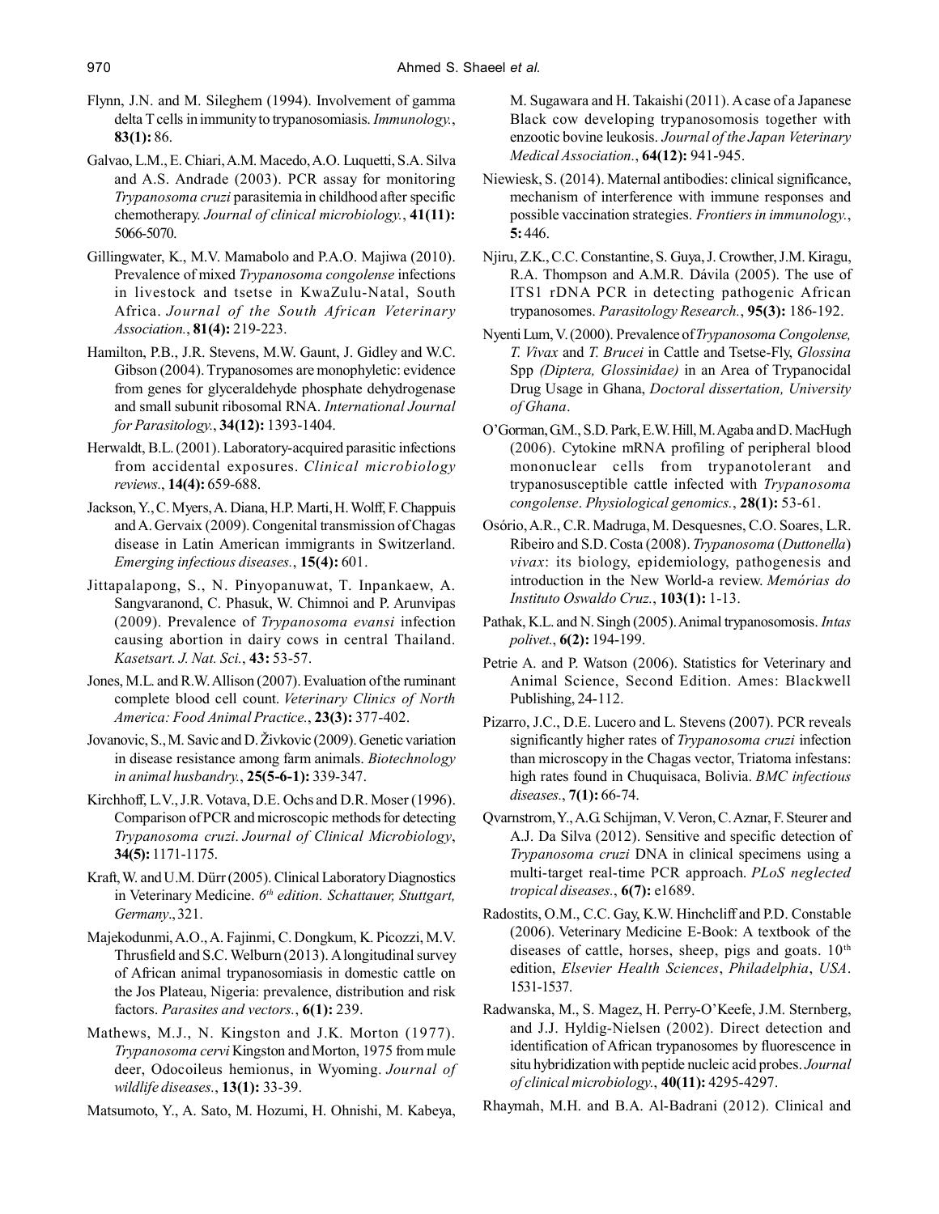Flynn, J.N. and M. Sileghem (1994). Involvement of gamma delta T cells in immunity to trypanosomiasis. *Immunology.*, **83(1):** 86.

Galvao, L.M., E. Chiari, A.M. Macedo, A.O. Luquetti, S.A. Silva and A.S. Andrade (2003). PCR assay for monitoring *Trypanosoma cruzi* parasitemia in childhood after specific chemotherapy. *Journal of clinical microbiology.*, **41(11):** 5066-5070.

Gillingwater, K., M.V. Mamabolo and P.A.O. Majiwa (2010). Prevalence of mixed *Trypanosoma congolense* infections in livestock and tsetse in KwaZulu-Natal, South Africa. *Journal of the South African Veterinary Association.*, **81(4):** 219-223.

Hamilton, P.B., J.R. Stevens, M.W. Gaunt, J. Gidley and W.C. Gibson (2004). Trypanosomes are monophyletic: evidence from genes for glyceraldehyde phosphate dehydrogenase and small subunit ribosomal RNA. *International Journal for Parasitology.*, **34(12):** 1393-1404.

Herwaldt, B.L. (2001). Laboratory-acquired parasitic infections from accidental exposures. *Clinical microbiology reviews.*, **14(4):** 659-688.

Jackson, Y., C. Myers, A. Diana, H.P. Marti, H. Wolff, F. Chappuis and A. Gervaix (2009). Congenital transmission of Chagas disease in Latin American immigrants in Switzerland. *Emerging infectious diseases.*, **15(4):** 601.

Jittapalapong, S., N. Pinyopanuwat, T. Inpankaew, A. Sangvaranond, C. Phasuk, W. Chimnoi and P. Arunvipas (2009). Prevalence of *Trypanosoma evansi* infection causing abortion in dairy cows in central Thailand. *Kasetsart. J. Nat. Sci.*, **43:** 53-57.

Jones, M.L. and R.W. Allison (2007). Evaluation of the ruminant complete blood cell count. *Veterinary Clinics of North America: Food Animal Practice.*, **23(3):** 377-402.

Jovanovic, S., M. Savic and D. Živkovic (2009). Genetic variation in disease resistance among farm animals. *Biotechnology in animal husbandry.*, **25(5-6-1):** 339-347.

Kirchhoff, L.V., J.R. Votava, D.E. Ochs and D.R. Moser (1996). Comparison of PCR and microscopic methods for detecting *Trypanosoma cruzi*. *Journal of Clinical Microbiology*, **34(5):** 1171-1175.

Kraft, W. and U.M. Dürr (2005). Clinical Laboratory Diagnostics in Veterinary Medicine. *6th edition. Schattauer, Stuttgart, Germany.*, 321.

Majekodunmi, A.O., A. Fajinmi, C. Dongkum, K. Picozzi, M.V. Thrusfield and S.C. Welburn (2013). A longitudinal survey of African animal trypanosomiasis in domestic cattle on the Jos Plateau, Nigeria: prevalence, distribution and risk factors. *Parasites and vectors.*, **6(1):** 239.

Mathews, M.J., N. Kingston and J.K. Morton (1977). *Trypanosoma cervi* Kingston and Morton, 1975 from mule deer, Odocoileus hemionus, in Wyoming. *Journal of wildlife diseases.*, **13(1):** 33-39.

Matsumoto, Y., A. Sato, M. Hozumi, H. Ohnishi, M. Kabeya, M. Sugawara and H. Takaishi (2011). A case of a Japanese Black cow developing trypanosomosis together with enzootic bovine leukosis. *Journal of the Japan Veterinary Medical Association.*, **64(12):** 941-945.

Niewiesk, S. (2014). Maternal antibodies: clinical significance, mechanism of interference with immune responses and possible vaccination strategies. *Frontiers in immunology.*, **5:** 446.

Njiru, Z.K., C.C. Constantine, S. Guya, J. Crowther, J.M. Kiragu, R.A. Thompson and A.M.R. Dávila (2005). The use of ITS1 rDNA PCR in detecting pathogenic African trypanosomes. *Parasitology Research.*, **95(3):** 186-192.

Nyenti Lum, V. (2000). Prevalence of *Trypanosoma Congolense, T. Vivax* and *T. Brucei* in Cattle and Tsetse-Fly, *Glossina* Spp *(Diptera, Glossinidae)* in an Area of Trypanocidal Drug Usage in Ghana, *Doctoral dissertation, University of Ghana*.

O'Gorman, G.M., S.D. Park, E.W. Hill, M. Agaba and D. MacHugh (2006). Cytokine mRNA profiling of peripheral blood mononuclear cells from trypanotolerant and trypanosusceptible cattle infected with *Trypanosoma congolense*. *Physiological genomics.*, **28(1):** 53-61.

Osório, A.R., C.R. Madruga, M. Desquesnes, C.O. Soares, L.R. Ribeiro and S.D. Costa (2008). *Trypanosoma* (*Duttonella*) *vivax*: its biology, epidemiology, pathogenesis and introduction in the New World-a review. *Memórias do Instituto Oswaldo Cruz.*, **103(1):** 1-13.

Pathak, K.L. and N. Singh (2005). Animal trypanosomosis. *Intas polivet.*, **6(2):** 194-199.

Petrie A. and P. Watson (2006). Statistics for Veterinary and Animal Science, Second Edition. Ames: Blackwell Publishing, 24-112.

Pizarro, J.C., D.E. Lucero and L. Stevens (2007). PCR reveals significantly higher rates of *Trypanosoma cruzi* infection than microscopy in the Chagas vector, Triatoma infestans: high rates found in Chuquisaca, Bolivia. *BMC infectious diseases.*, **7(1):** 66-74.

Qvarnstrom, Y., A.G. Schijman, V. Veron, C. Aznar, F. Steurer and A.J. Da Silva (2012). Sensitive and specific detection of *Trypanosoma cruzi* DNA in clinical specimens using a multi-target real-time PCR approach. *PLoS neglected tropical diseases.*, **6(7):** e1689.

Radostits, O.M., C.C. Gay, K.W. Hinchcliff and P.D. Constable (2006). Veterinary Medicine E-Book: A textbook of the diseases of cattle, horses, sheep, pigs and goats. 10th edition, *Elsevier Health Sciences*, *Philadelphia*, *USA*. 1531-1537.

Radwanska, M., S. Magez, H. Perry-O'Keefe, J.M. Sternberg, and J.J. Hyldig-Nielsen (2002). Direct detection and identification of African trypanosomes by fluorescence in situ hybridization with peptide nucleic acid probes. *Journal of clinical microbiology.*, **40(11):** 4295-4297.

Rhaymah, M.H. and B.A. Al-Badrani (2012). Clinical and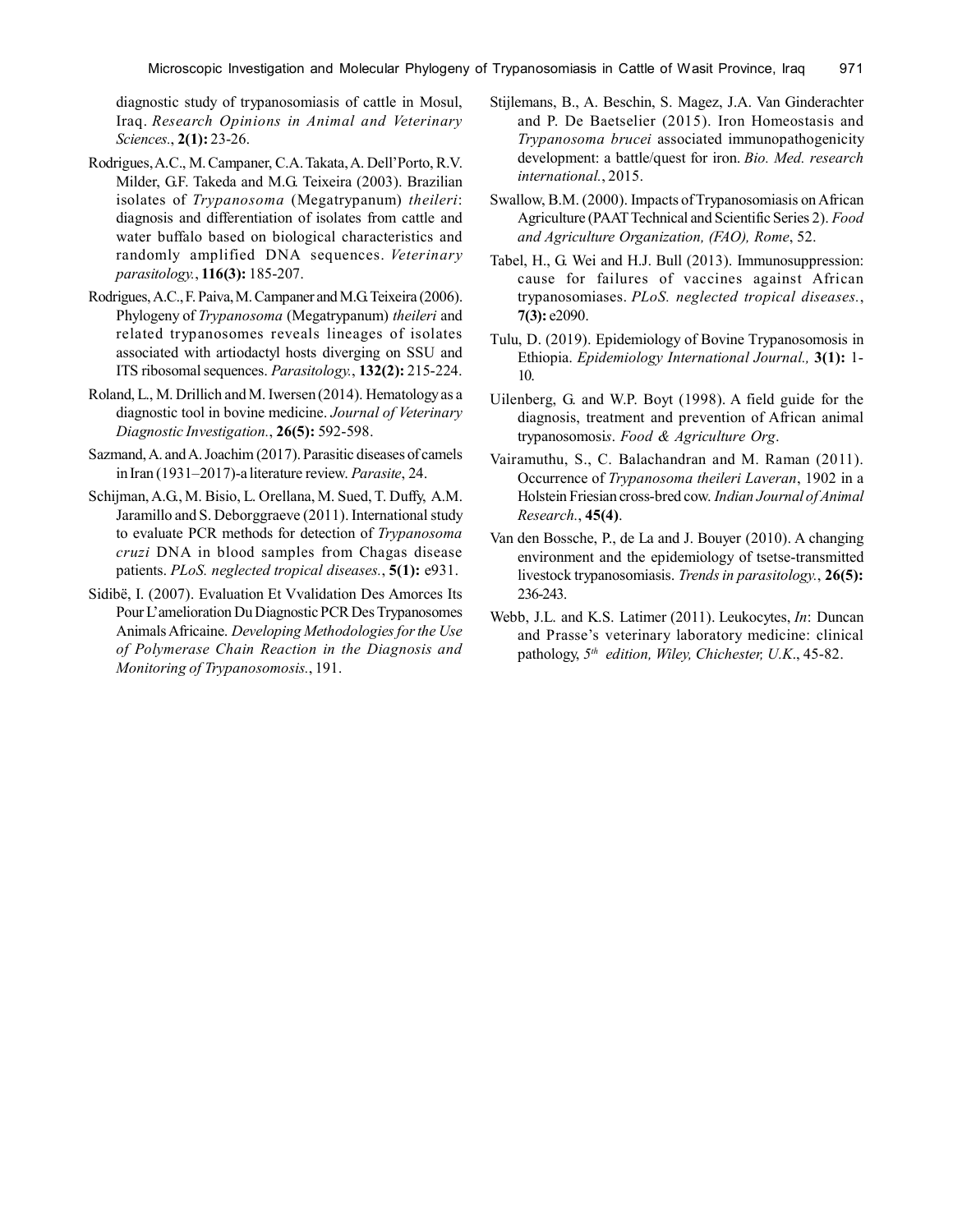diagnostic study of trypanosomiasis of cattle in Mosul, Iraq. *Research Opinions in Animal and Veterinary Sciences.*, **2(1):** 23-26.

Rodrigues, A.C., M. Campaner, C.A. Takata, A. Dell'Porto, R.V. Milder, G.F. Takeda and M.G. Teixeira (2003). Brazilian isolates of *Trypanosoma* (Megatrypanum) *theileri*: diagnosis and differentiation of isolates from cattle and water buffalo based on biological characteristics and randomly amplified DNA sequences. *Veterinary parasitology.*, **116(3):** 185-207.

Rodrigues, A.C., F. Paiva, M. Campaner and M.G. Teixeira (2006). Phylogeny of *Trypanosoma* (Megatrypanum) *theileri* and related trypanosomes reveals lineages of isolates associated with artiodactyl hosts diverging on SSU and ITS ribosomal sequences. *Parasitology.*, **132(2):** 215-224.

Roland, L., M. Drillich and M. Iwersen (2014). Hematology as a diagnostic tool in bovine medicine. *Journal of Veterinary Diagnostic Investigation.*, **26(5):** 592-598.

Sazmand, A. and A. Joachim (2017). Parasitic diseases of camels in Iran (1931–2017)-a literature review. *Parasite*, 24.

Schijman, A.G., M. Bisio, L. Orellana, M. Sued, T. Duffy, A.M. Jaramillo and S. Deborggraeve (2011). International study to evaluate PCR methods for detection of *Trypanosoma cruzi* DNA in blood samples from Chagas disease patients. *PLoS. neglected tropical diseases.*, **5(1):** e931.

Sidibë, I. (2007). Evaluation Et Vvalidation Des Amorces Its Pour L'amelioration Du Diagnostic PCR Des Trypanosomes Animals Africaine. *Developing Methodologies for the Use of Polymerase Chain Reaction in the Diagnosis and Monitoring of Trypanosomosis.*, 191.

Stijlemans, B., A. Beschin, S. Magez, J.A. Van Ginderachter and P. De Baetselier (2015). Iron Homeostasis and *Trypanosoma brucei* associated immunopathogenicity development: a battle/quest for iron. *Bio. Med. research international.*, 2015.

Swallow, B.M. (2000). Impacts of Trypanosomiasis on African Agriculture (PAAT Technical and Scientific Series 2). *Food and Agriculture Organization, (FAO), Rome*, 52.

Tabel, H., G. Wei and H.J. Bull (2013). Immunosuppression: cause for failures of vaccines against African trypanosomiases. *PLoS. neglected tropical diseases.*, **7(3):** e2090.

Tulu, D. (2019). Epidemiology of Bovine Trypanosomosis in Ethiopia. *Epidemiology International Journal.,* **3(1):** 1-10.

Uilenberg, G. and W.P. Boyt (1998). A field guide for the diagnosis, treatment and prevention of African animal trypanosomosis. *Food & Agriculture Org*.

Vairamuthu, S., C. Balachandran and M. Raman (2011). Occurrence of *Trypanosoma theileri Laveran*, 1902 in a Holstein Friesian cross-bred cow. *Indian Journal of Animal Research.*, **45(4)**.

Van den Bossche, P., de La and J. Bouyer (2010). A changing environment and the epidemiology of tsetse-transmitted livestock trypanosomiasis. *Trends in parasitology.*, **26(5):** 236-243.

Webb, J.L. and K.S. Latimer (2011). Leukocytes, *In*: Duncan and Prasse's veterinary laboratory medicine: clinical pathology, *5th edition, Wiley, Chichester, U.K*., 45-82.